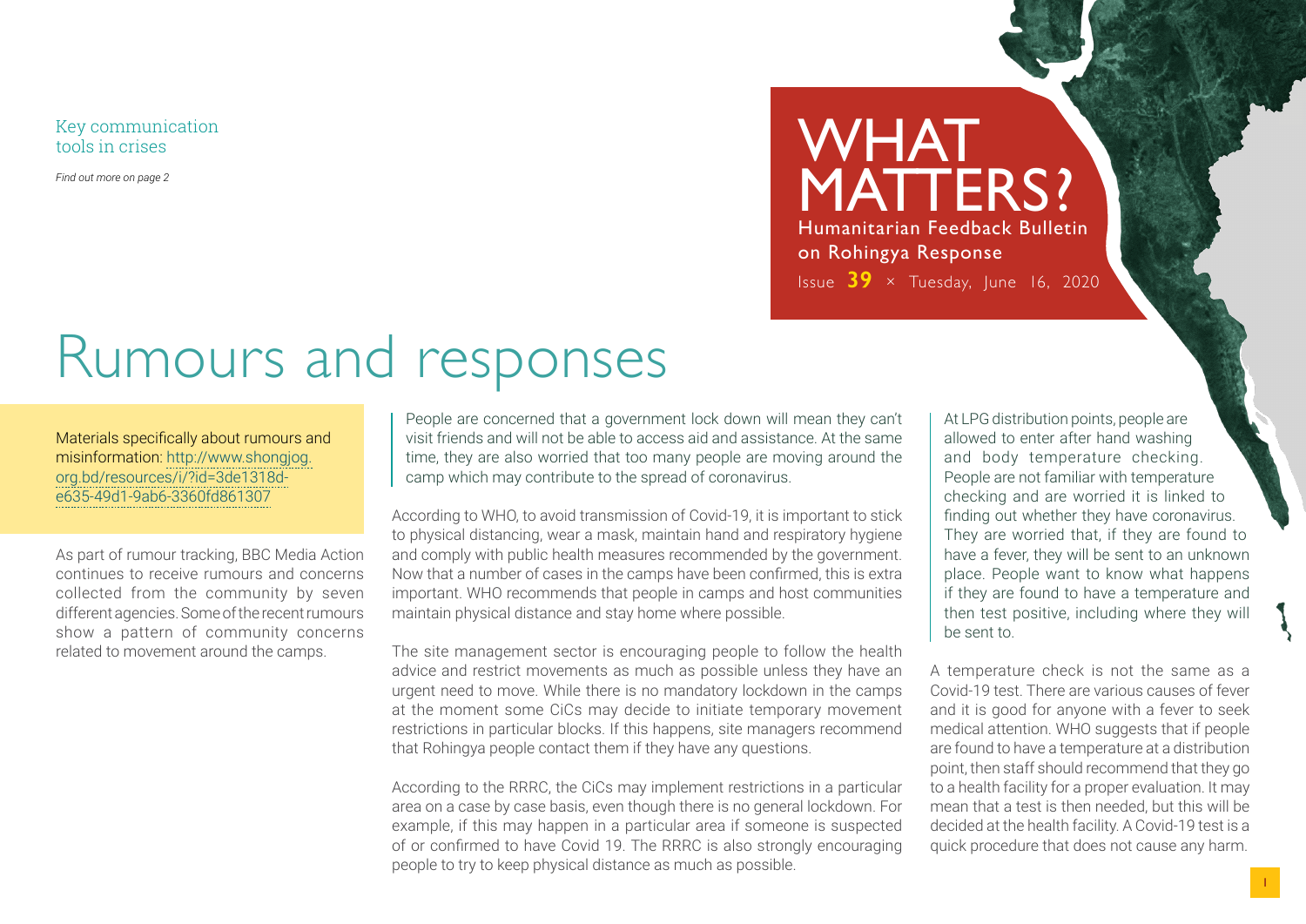Key communication tools in crises

*Find out more on page 2*

# WHAT MATTERS?

Humanitarian Feedback Bulletin on Rohingya Response

Issue **39** × Tuesday, June 16, 2020

# Rumours and responses

Materials specifically about rumours and misinformation: http://www.shongjog.org.bd/resources/i/?id=3de1318d-e635-49d1-9ab6-3360fd861307

As part of rumour tracking, BBC Media Action continues to receive rumours and concerns collected from the community by seven different agencies. Some of the recent rumours show a pattern of community concerns related to movement around the camps.

People are concerned that a government lock down will mean they can't visit friends and will not be able to access aid and assistance. At the same time, they are also worried that too many people are moving around the camp which may contribute to the spread of coronavirus.

According to WHO, to avoid transmission of Covid-19, it is important to stick to physical distancing, wear a mask, maintain hand and respiratory hygiene and comply with public health measures recommended by the government. Now that a number of cases in the camps have been confirmed, this is extra important. WHO recommends that people in camps and host communities maintain physical distance and stay home where possible.

The site management sector is encouraging people to follow the health advice and restrict movements as much as possible unless they have an urgent need to move. While there is no mandatory lockdown in the camps at the moment some CiCs may decide to initiate temporary movement restrictions in particular blocks. If this happens, site managers recommend that Rohingya people contact them if they have any questions.

According to the RRRC, the CiCs may implement restrictions in a particular area on a case by case basis, even though there is no general lockdown. For example, if this may happen in a particular area if someone is suspected of or confirmed to have Covid 19. The RRRC is also strongly encouraging people to try to keep physical distance as much as possible.

At LPG distribution points, people are allowed to enter after hand washing and body temperature checking. People are not familiar with temperature checking and are worried it is linked to finding out whether they have coronavirus. They are worried that, if they are found to have a fever, they will be sent to an unknown place. People want to know what happens if they are found to have a temperature and then test positive, including where they will be sent to.

A temperature check is not the same as a Covid-19 test. There are various causes of fever and it is good for anyone with a fever to seek medical attention. WHO suggests that if people are found to have a temperature at a distribution point, then staff should recommend that they go to a health facility for a proper evaluation. It may mean that a test is then needed, but this will be decided at the health facility. A Covid-19 test is a quick procedure that does not cause any harm.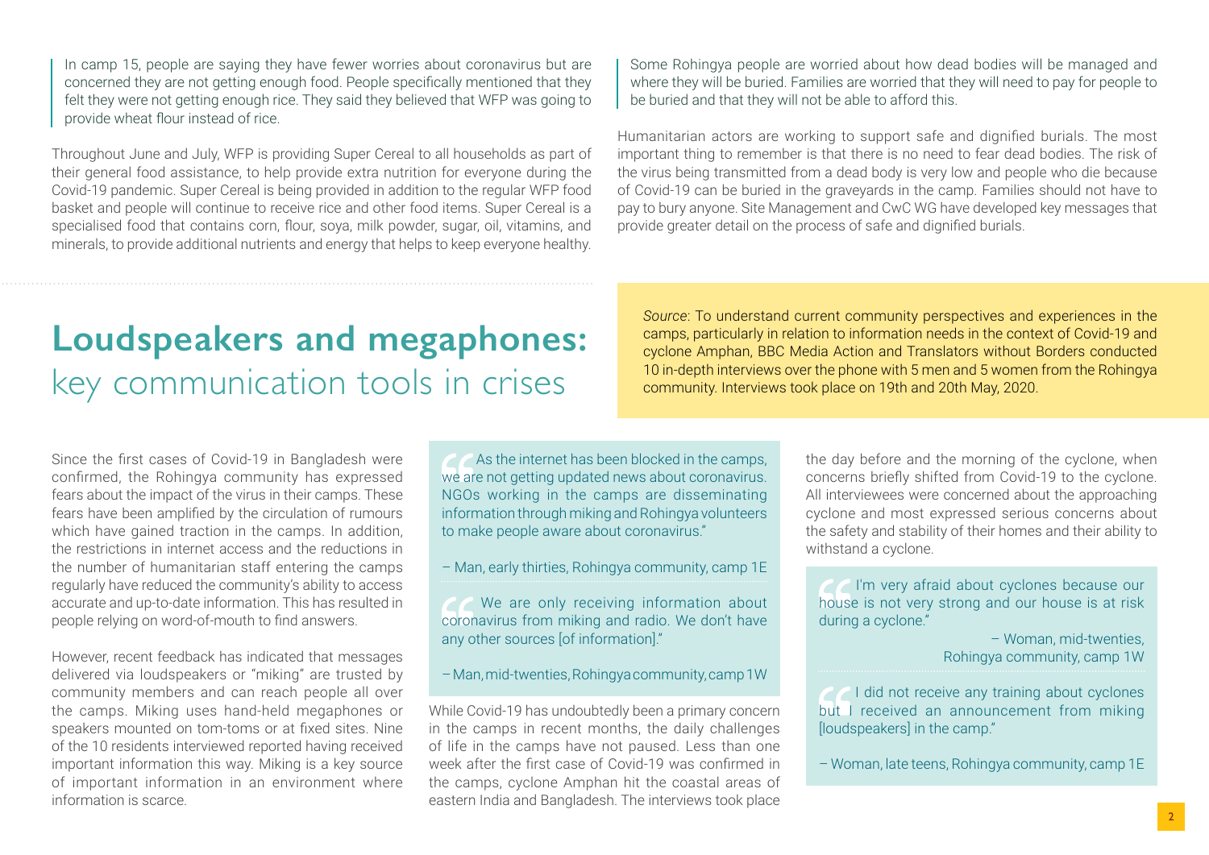> In camp 15, people are saying they have fewer worries about coronavirus but are concerned they are not getting enough food. People specifically mentioned that they felt they were not getting enough rice. They said they believed that WFP was going to provide wheat flour instead of rice.

Throughout June and July, WFP is providing Super Cereal to all households as part of their general food assistance, to help provide extra nutrition for everyone during the Covid-19 pandemic. Super Cereal is being provided in addition to the regular WFP food basket and people will continue to receive rice and other food items. Super Cereal is a specialised food that contains corn, flour, soya, milk powder, sugar, oil, vitamins, and minerals, to provide additional nutrients and energy that helps to keep everyone healthy.

> Some Rohingya people are worried about how dead bodies will be managed and where they will be buried. Families are worried that they will need to pay for people to be buried and that they will not be able to afford this.

Humanitarian actors are working to support safe and dignified burials. The most important thing to remember is that there is no need to fear dead bodies. The risk of the virus being transmitted from a dead body is very low and people who die because of Covid-19 can be buried in the graveyards in the camp. Families should not have to pay to bury anyone. Site Management and CwC WG have developed key messages that provide greater detail on the process of safe and dignified burials.

# **Loudspeakers and megaphones:** key communication tools in crises

*Source*: To understand current community perspectives and experiences in the camps, particularly in relation to information needs in the context of Covid-19 and cyclone Amphan, BBC Media Action and Translators without Borders conducted 10 in-depth interviews over the phone with 5 men and 5 women from the Rohingya community. Interviews took place on 19th and 20th May, 2020.

Since the first cases of Covid-19 in Bangladesh were confirmed, the Rohingya community has expressed fears about the impact of the virus in their camps. These fears have been amplified by the circulation of rumours which have gained traction in the camps. In addition, the restrictions in internet access and the reductions in the number of humanitarian staff entering the camps regularly have reduced the community's ability to access accurate and up-to-date information. This has resulted in people relying on word-of-mouth to find answers.

However, recent feedback has indicated that messages delivered via loudspeakers or "miking" are trusted by community members and can reach people all over the camps. Miking uses hand-held megaphones or speakers mounted on tom-toms or at fixed sites. Nine of the 10 residents interviewed reported having received important information this way. Miking is a key source of important information in an environment where information is scarce.

> "As the internet has been blocked in the camps, we are not getting updated news about coronavirus. NGOs working in the camps are disseminating information through miking and Rohingya volunteers to make people aware about coronavirus."
>
> – Man, early thirties, Rohingya community, camp 1E

> "We are only receiving information about coronavirus from miking and radio. We don't have any other sources [of information]."
>
> – Man, mid-twenties, Rohingya community, camp 1W

While Covid-19 has undoubtedly been a primary concern in the camps in recent months, the daily challenges of life in the camps have not paused. Less than one week after the first case of Covid-19 was confirmed in the camps, cyclone Amphan hit the coastal areas of eastern India and Bangladesh. The interviews took place the day before and the morning of the cyclone, when concerns briefly shifted from Covid-19 to the cyclone. All interviewees were concerned about the approaching cyclone and most expressed serious concerns about the safety and stability of their homes and their ability to withstand a cyclone.

> "I'm very afraid about cyclones because our house is not very strong and our house is at risk during a cyclone."
>
> – Woman, mid-twenties, Rohingya community, camp 1W

> "I did not receive any training about cyclones but I received an announcement from miking [loudspeakers] in the camp."
>
> – Woman, late teens, Rohingya community, camp 1E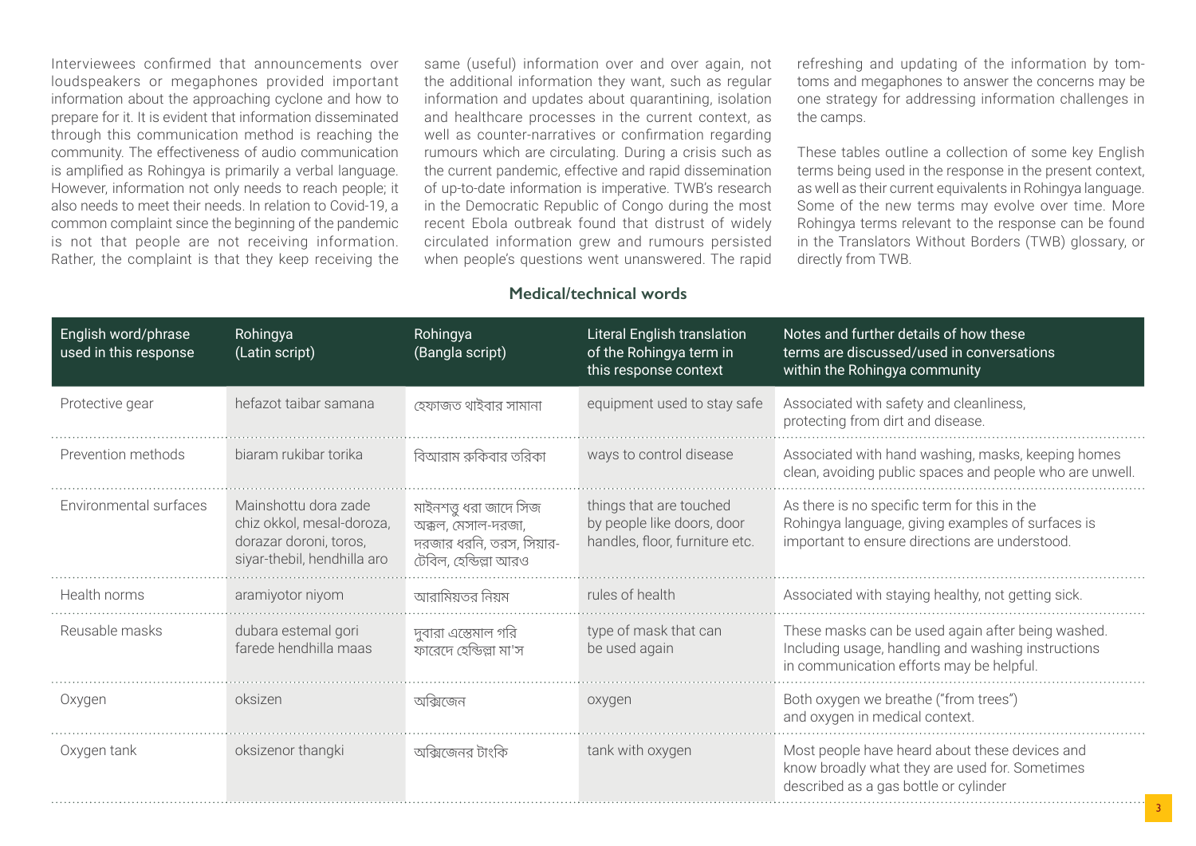Interviewees confirmed that announcements over loudspeakers or megaphones provided important information about the approaching cyclone and how to prepare for it. It is evident that information disseminated through this communication method is reaching the community. The effectiveness of audio communication is amplified as Rohingya is primarily a verbal language. However, information not only needs to reach people; it also needs to meet their needs. In relation to Covid-19, a common complaint since the beginning of the pandemic is not that people are not receiving information. Rather, the complaint is that they keep receiving the same (useful) information over and over again, not the additional information they want, such as regular information and updates about quarantining, isolation and healthcare processes in the current context, as well as counter-narratives or confirmation regarding rumours which are circulating. During a crisis such as the current pandemic, effective and rapid dissemination of up-to-date information is imperative. TWB's research in the Democratic Republic of Congo during the most recent Ebola outbreak found that distrust of widely circulated information grew and rumours persisted when people's questions went unanswered. The rapid refreshing and updating of the information by tom-toms and megaphones to answer the concerns may be one strategy for addressing information challenges in the camps.

These tables outline a collection of some key English terms being used in the response in the present context, as well as their current equivalents in Rohingya language. Some of the new terms may evolve over time. More Rohingya terms relevant to the response can be found in the Translators Without Borders (TWB) glossary, or directly from TWB.

## Medical/technical words

| English word/phrase used in this response | Rohingya (Latin script) | Rohingya (Bangla script) | Literal English translation of the Rohingya term in this response context | Notes and further details of how these terms are discussed/used in conversations within the Rohingya community |
|---|---|---|---|---|
| Protective gear | hefazot taibar samana | হেফাজত থাইবার সামানা | equipment used to stay safe | Associated with safety and cleanliness, protecting from dirt and disease. |
| Prevention methods | biaram rukibar torika | বিআরাম রুকিবার তরিকা | ways to control disease | Associated with hand washing, masks, keeping homes clean, avoiding public spaces and people who are unwell. |
| Environmental surfaces | Mainshottu dora zade chiz okkol, mesal-doroza, dorazar doroni, toros, siyar-thebil, hendhilla aro | মাইনশত্তু ধরা জাদে সিজ অক্কল, মেসাল-দরজা, দরজার ধরনি, তরস, সিয়ার-টেবিল, হেন্ডিল্লা আরও | things that are touched by people like doors, door handles, floor, furniture etc. | As there is no specific term for this in the Rohingya language, giving examples of surfaces is important to ensure directions are understood. |
| Health norms | aramiyotor niyom | আরামিয়তর নিয়ম | rules of health | Associated with staying healthy, not getting sick. |
| Reusable masks | dubara estemal gori farede hendhilla maas | দুবারা এস্তেমাল গরি ফারেদে হেন্ডিল্লা মা'স | type of mask that can be used again | These masks can be used again after being washed. Including usage, handling and washing instructions in communication efforts may be helpful. |
| Oxygen | oksizen | অক্সিজেন | oxygen | Both oxygen we breathe ("from trees") and oxygen in medical context. |
| Oxygen tank | oksizenor thangki | অক্সিজেনর টাংকি | tank with oxygen | Most people have heard about these devices and know broadly what they are used for. Sometimes described as a gas bottle or cylinder |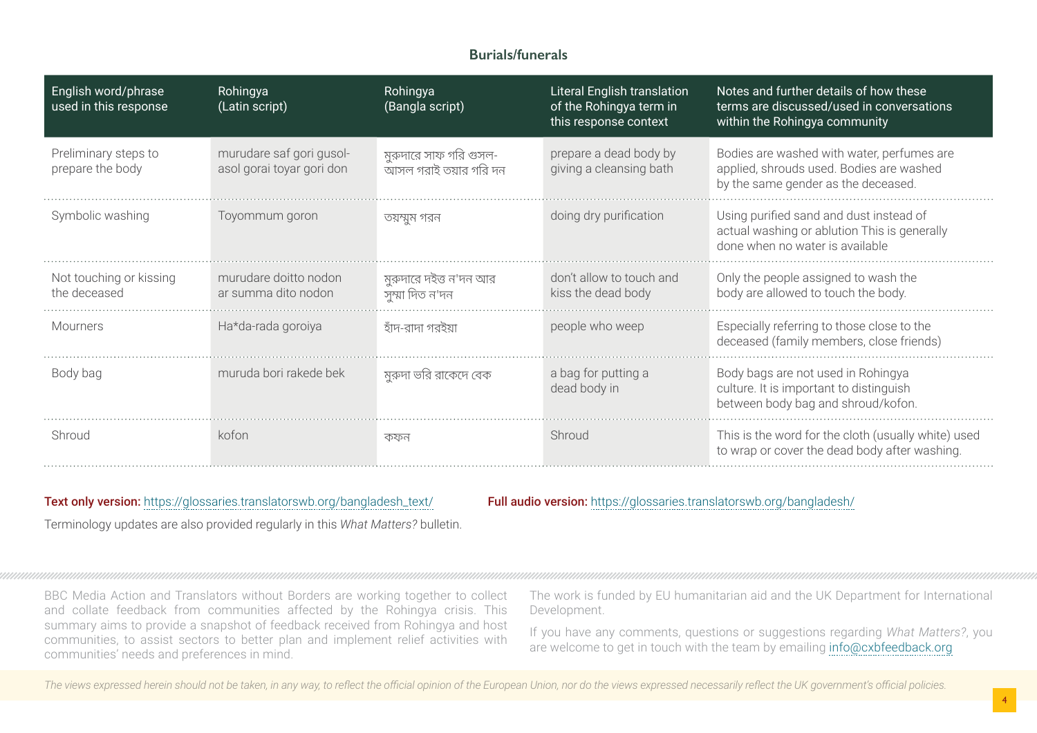## Burials/funerals

| English word/phrase used in this response | Rohingya (Latin script) | Rohingya (Bangla script) | Literal English translation of the Rohingya term in this response context | Notes and further details of how these terms are discussed/used in conversations within the Rohingya community |
|---|---|---|---|---|
| Preliminary steps to prepare the body | murudare saf gori gusol-asol gorai toyar gori don | মুরুদারে সাফ গরি গুসল-আসল গরাই তয়ার গরি দন | prepare a dead body by giving a cleansing bath | Bodies are washed with water, perfumes are applied, shrouds used. Bodies are washed by the same gender as the deceased. |
| Symbolic washing | Toyommum goron | তয়ম্মুম গরন | doing dry purification | Using purified sand and dust instead of actual washing or ablution This is generally done when no water is available |
| Not touching or kissing the deceased | murudare doitto nodon ar summa dito nodon | মুরুদারে দইত্ত ন'দন আর সুম্মা দিত ন'দন | don't allow to touch and kiss the dead body | Only the people assigned to wash the body are allowed to touch the body. |
| Mourners | Ha*da-rada goroiya | হাঁদ-রাদা গরইয়া | people who weep | Especially referring to those close to the deceased (family members, close friends) |
| Body bag | muruda bori rakede bek | মুরুদা ভরি রাকেদে বেক | a bag for putting a dead body in | Body bags are not used in Rohingya culture. It is important to distinguish between body bag and shroud/kofon. |
| Shroud | kofon | কফন | Shroud | This is the word for the cloth (usually white) used to wrap or cover the dead body after washing. |

**Text only version:** https://glossaries.translatorswb.org/bangladesh_text/

**Full audio version:** https://glossaries.translatorswb.org/bangladesh/

Terminology updates are also provided regularly in this *What Matters?* bulletin.

BBC Media Action and Translators without Borders are working together to collect and collate feedback from communities affected by the Rohingya crisis. This summary aims to provide a snapshot of feedback received from Rohingya and host communities, to assist sectors to better plan and implement relief activities with communities' needs and preferences in mind.

The work is funded by EU humanitarian aid and the UK Department for International Development.

If you have any comments, questions or suggestions regarding *What Matters?*, you are welcome to get in touch with the team by emailing info@cxbfeedback.org

*The views expressed herein should not be taken, in any way, to reflect the official opinion of the European Union, nor do the views expressed necessarily reflect the UK government's official policies.*